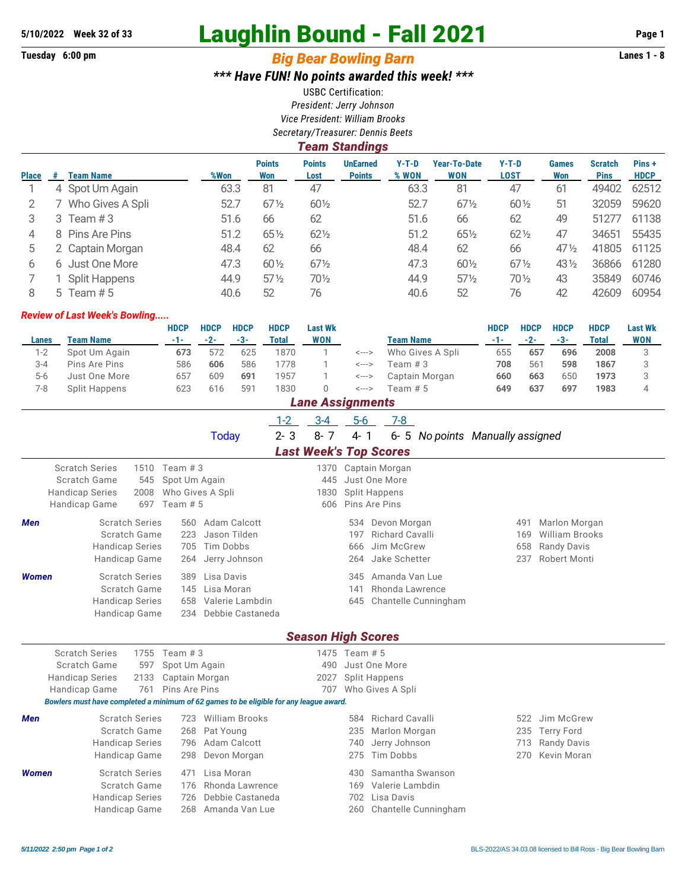5/10/2022 Week 32 of 33

# Laughlin Bound - Fall 2021

Tuesday 6:00 pm

## Big Bear Bowling Barn

Lanes 1 - 8

### *** Have FUN! No points awarded this week! ***

USBC Certification:

*President: Jerry Johnson*

*Vice President: William Brooks*

*Secretary/Treasurer: Dennis Beets*

## Team Standings

| Place | # | Team Name | %Won | Points Won | Points Lost | UnEarned Points | Y-T-D % WON | Year-To-Date WON | Y-T-D LOST | Games Won | Scratch Pins | Pins + HDCP |
|---|---|---|---|---|---|---|---|---|---|---|---|---|
| 1 | 4 | Spot Um Again | 63.3 | 81 | 47 | | 63.3 | 81 | 47 | 61 | 49402 | 62512 |
| 2 | 7 | Who Gives A Spli | 52.7 | 67½ | 60½ | | 52.7 | 67½ | 60½ | 51 | 32059 | 59620 |
| 3 | 3 | Team # 3 | 51.6 | 66 | 62 | | 51.6 | 66 | 62 | 49 | 51277 | 61138 |
| 4 | 8 | Pins Are Pins | 51.2 | 65½ | 62½ | | 51.2 | 65½ | 62½ | 47 | 34651 | 55435 |
| 5 | 2 | Captain Morgan | 48.4 | 62 | 66 | | 48.4 | 62 | 66 | 47½ | 41805 | 61125 |
| 6 | 6 | Just One More | 47.3 | 60½ | 67½ | | 47.3 | 60½ | 67½ | 43½ | 36866 | 61280 |
| 7 | 1 | Split Happens | 44.9 | 57½ | 70½ | | 44.9 | 57½ | 70½ | 43 | 35849 | 60746 |
| 8 | 5 | Team # 5 | 40.6 | 52 | 76 | | 40.6 | 52 | 76 | 42 | 42609 | 60954 |

*Review of Last Week's Bowling.....*

| Lanes | Team Name | HDCP -1- | HDCP -2- | HDCP -3- | HDCP Total | Last Wk WON | | Team Name | HDCP -1- | HDCP -2- | HDCP -3- | HDCP Total | Last Wk WON |
|---|---|---|---|---|---|---|---|---|---|---|---|---|---|
| 1-2 | Spot Um Again | **673** | 572 | 625 | 1870 | 1 | <---> | Who Gives A Spli | 655 | **657** | **696** | **2008** | 3 |
| 3-4 | Pins Are Pins | 586 | **606** | 586 | 1778 | 1 | <---> | Team # 3 | **708** | 561 | **598** | **1867** | 3 |
| 5-6 | Just One More | 657 | 609 | **691** | 1957 | 1 | <---> | Captain Morgan | **660** | **663** | 650 | **1973** | 3 |
| 7-8 | Split Happens | 623 | 616 | 591 | 1830 | 0 | <---> | Team # 5 | **649** | **637** | **697** | **1983** | 4 |

## Lane Assignments

| | 1-2 | 3-4 | 5-6 | 7-8 | |
|---|---|---|---|---|---|
| Today | 2- 3 | 8- 7 | 4- 1 | 6- 5 | *No points Manually assigned* |

## Last Week's Top Scores

| | | | | |
|---|---|---|---|---|
| Scratch Series | 1510 | Team # 3 | 1370 | Captain Morgan |
| Scratch Game | 545 | Spot Um Again | 445 | Just One More |
| Handicap Series | 2008 | Who Gives A Spli | 1830 | Split Happens |
| Handicap Game | 697 | Team # 5 | 606 | Pins Are Pins |

***Men***

| | | | | | | |
|---|---|---|---|---|---|---|
| Scratch Series | 560 | Adam Calcott | 534 | Devon Morgan | 491 | Marlon Morgan |
| Scratch Game | 223 | Jason Tilden | 197 | Richard Cavalli | 169 | William Brooks |
| Handicap Series | 705 | Tim Dobbs | 666 | Jim McGrew | 658 | Randy Davis |
| Handicap Game | 264 | Jerry Johnson | 264 | Jake Schetter | 237 | Robert Monti |

***Women***

| | | | | |
|---|---|---|---|---|
| Scratch Series | 389 | Lisa Davis | 345 | Amanda Van Lue |
| Scratch Game | 145 | Lisa Moran | 141 | Rhonda Lawrence |
| Handicap Series | 658 | Valerie Lambdin | 645 | Chantelle Cunningham |
| Handicap Game | 234 | Debbie Castaneda | | |

## Season High Scores

| | | | | |
|---|---|---|---|---|
| Scratch Series | 1755 | Team # 3 | 1475 | Team # 5 |
| Scratch Game | 597 | Spot Um Again | 490 | Just One More |
| Handicap Series | 2133 | Captain Morgan | 2027 | Split Happens |
| Handicap Game | 761 | Pins Are Pins | 707 | Who Gives A Spli |

*Bowlers must have completed a minimum of 62 games to be eligible for any league award.*

***Men***

| | | | | | | |
|---|---|---|---|---|---|---|
| Scratch Series | 723 | William Brooks | 584 | Richard Cavalli | 522 | Jim McGrew |
| Scratch Game | 268 | Pat Young | 235 | Marlon Morgan | 235 | Terry Ford |
| Handicap Series | 796 | Adam Calcott | 740 | Jerry Johnson | 713 | Randy Davis |
| Handicap Game | 298 | Devon Morgan | 275 | Tim Dobbs | 270 | Kevin Moran |

***Women***

| | | | | |
|---|---|---|---|---|
| Scratch Series | 471 | Lisa Moran | 430 | Samantha Swanson |
| Scratch Game | 176 | Rhonda Lawrence | 169 | Valerie Lambdin |
| Handicap Series | 726 | Debbie Castaneda | 702 | Lisa Davis |
| Handicap Game | 268 | Amanda Van Lue | 260 | Chantelle Cunningham |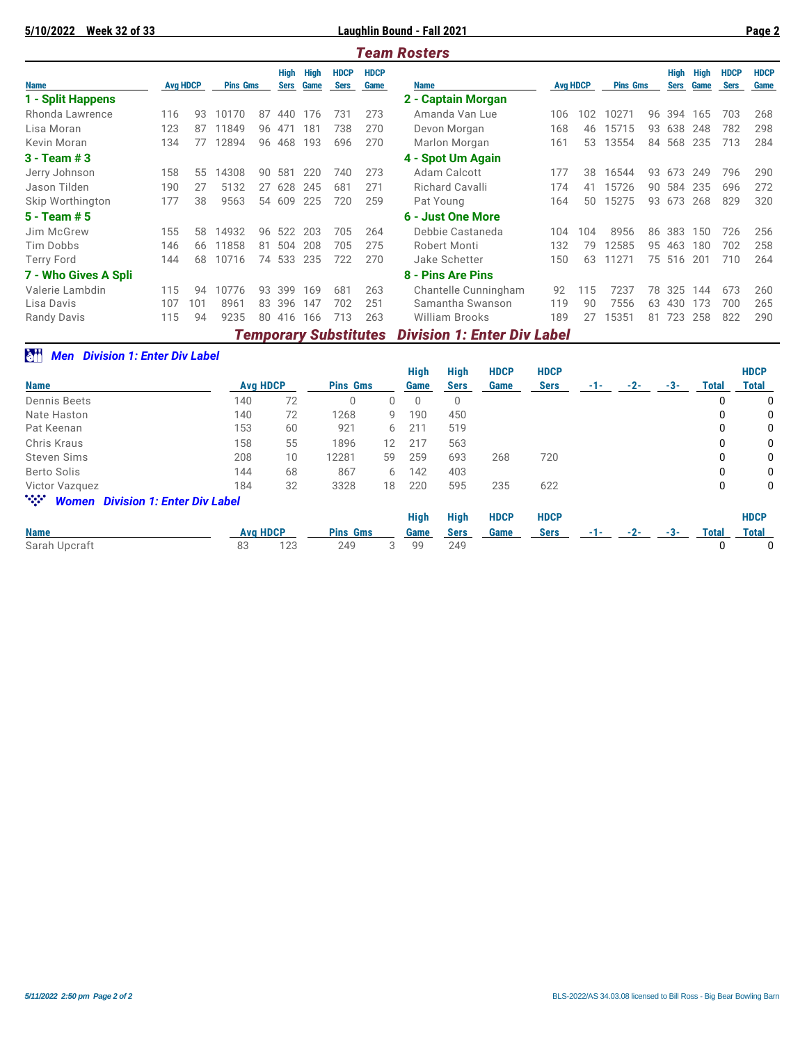## Team Rosters

| Name | Avg | HDCP | Pins | Gms | High Sers | High Game | HDCP Sers | HDCP Game |
|---|---|---|---|---|---|---|---|---|
| **1 - Split Happens** | | | | | | | | |
| Rhonda Lawrence | 116 | 93 | 10170 | 87 | 440 | 176 | 731 | 273 |
| Lisa Moran | 123 | 87 | 11849 | 96 | 471 | 181 | 738 | 270 |
| Kevin Moran | 134 | 77 | 12894 | 96 | 468 | 193 | 696 | 270 |
| **3 - Team # 3** | | | | | | | | |
| Jerry Johnson | 158 | 55 | 14308 | 90 | 581 | 220 | 740 | 273 |
| Jason Tilden | 190 | 27 | 5132 | 27 | 628 | 245 | 681 | 271 |
| Skip Worthington | 177 | 38 | 9563 | 54 | 609 | 225 | 720 | 259 |
| **5 - Team # 5** | | | | | | | | |
| Jim McGrew | 155 | 58 | 14932 | 96 | 522 | 203 | 705 | 264 |
| Tim Dobbs | 146 | 66 | 11858 | 81 | 504 | 208 | 705 | 275 |
| Terry Ford | 144 | 68 | 10716 | 74 | 533 | 235 | 722 | 270 |
| **7 - Who Gives A Spli** | | | | | | | | |
| Valerie Lambdin | 115 | 94 | 10776 | 93 | 399 | 169 | 681 | 263 |
| Lisa Davis | 107 | 101 | 8961 | 83 | 396 | 147 | 702 | 251 |
| Randy Davis | 115 | 94 | 9235 | 80 | 416 | 166 | 713 | 263 |
| **2 - Captain Morgan** | | | | | | | | |
| Amanda Van Lue | 106 | 102 | 10271 | 96 | 394 | 165 | 703 | 268 |
| Devon Morgan | 168 | 46 | 15715 | 93 | 638 | 248 | 782 | 298 |
| Marlon Morgan | 161 | 53 | 13554 | 84 | 568 | 235 | 713 | 284 |
| **4 - Spot Um Again** | | | | | | | | |
| Adam Calcott | 177 | 38 | 16544 | 93 | 673 | 249 | 796 | 290 |
| Richard Cavalli | 174 | 41 | 15726 | 90 | 584 | 235 | 696 | 272 |
| Pat Young | 164 | 50 | 15275 | 93 | 673 | 268 | 829 | 320 |
| **6 - Just One More** | | | | | | | | |
| Debbie Castaneda | 104 | 104 | 8956 | 86 | 383 | 150 | 726 | 256 |
| Robert Monti | 132 | 79 | 12585 | 95 | 463 | 180 | 702 | 258 |
| Jake Schetter | 150 | 63 | 11271 | 75 | 516 | 201 | 710 | 264 |
| **8 - Pins Are Pins** | | | | | | | | |
| Chantelle Cunningham | 92 | 115 | 7237 | 78 | 325 | 144 | 673 | 260 |
| Samantha Swanson | 119 | 90 | 7556 | 63 | 430 | 173 | 700 | 265 |
| William Brooks | 189 | 27 | 15351 | 81 | 723 | 258 | 822 | 290 |

## Temporary Substitutes Division 1: Enter Div Label

### Men Division 1: Enter Div Label

| Name | Avg | HDCP | Pins | Gms | High Game | High Sers | HDCP Game | HDCP Sers | -1- | -2- | -3- | Total | HDCP Total |
|---|---|---|---|---|---|---|---|---|---|---|---|---|---|
| Dennis Beets | 140 | 72 | 0 | 0 | 0 | 0 | | | | | | 0 | 0 |
| Nate Haston | 140 | 72 | 1268 | 9 | 190 | 450 | | | | | | 0 | 0 |
| Pat Keenan | 153 | 60 | 921 | 6 | 211 | 519 | | | | | | 0 | 0 |
| Chris Kraus | 158 | 55 | 1896 | 12 | 217 | 563 | | | | | | 0 | 0 |
| Steven Sims | 208 | 10 | 12281 | 59 | 259 | 693 | 268 | 720 | | | | 0 | 0 |
| Berto Solis | 144 | 68 | 867 | 6 | 142 | 403 | | | | | | 0 | 0 |
| Victor Vazquez | 184 | 32 | 3328 | 18 | 220 | 595 | 235 | 622 | | | | 0 | 0 |

### Women Division 1: Enter Div Label

| Name | Avg | HDCP | Pins | Gms | High Game | High Sers | HDCP Game | HDCP Sers | -1- | -2- | -3- | Total | HDCP Total |
|---|---|---|---|---|---|---|---|---|---|---|---|---|---|
| Sarah Upcraft | 83 | 123 | 249 | 3 | 99 | 249 | | | | | | 0 | 0 |